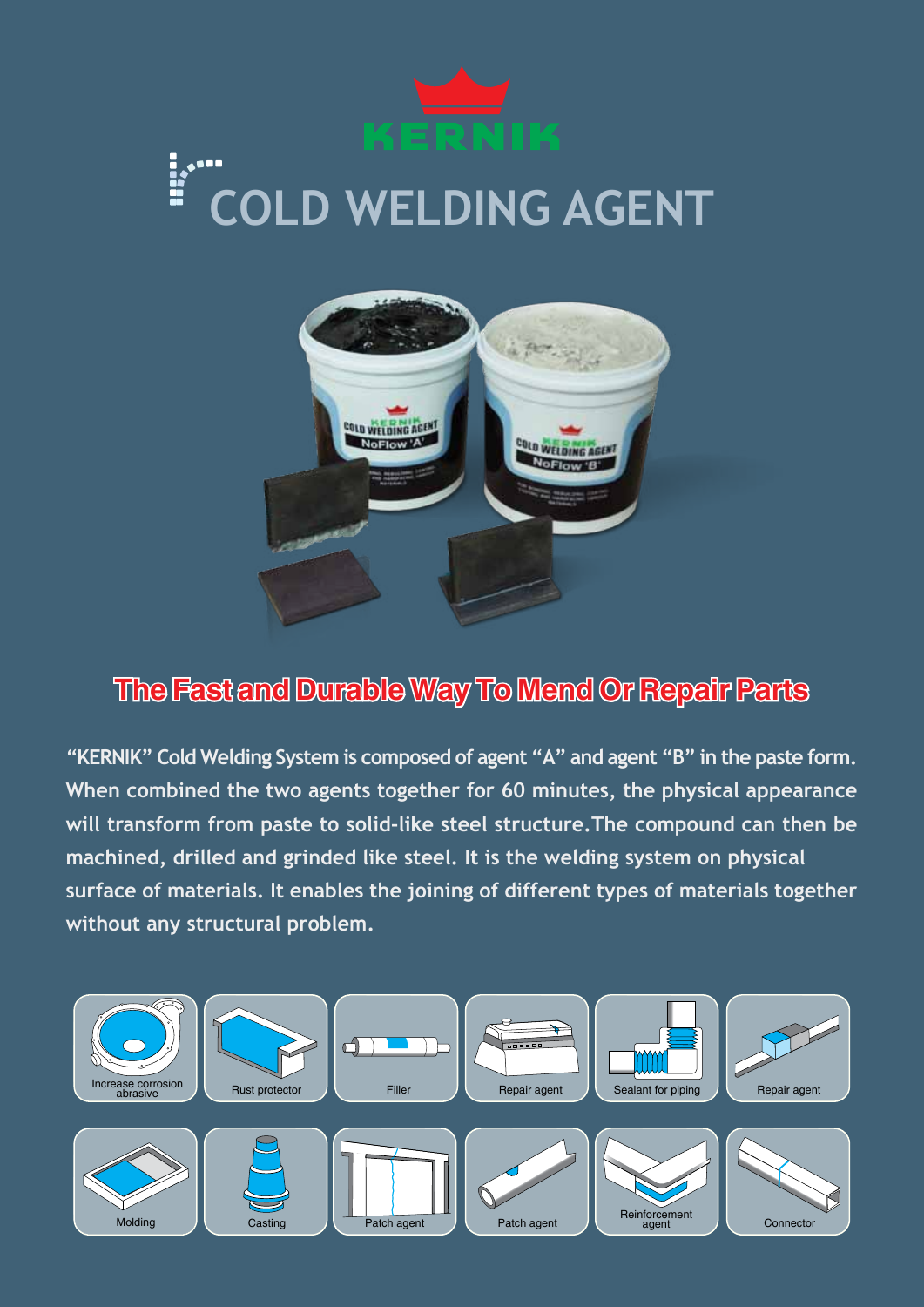KERNIK

# COLD WELDING AGENT

## The Fast and Durable Way To Mend Or Repair Parts

"KERNIK" Cold Welding System is composed of agent "A" and agent "B" in the paste form. When combined the two agents together for 60 minutes, the physical appearance will transform from paste to solid-like steel structure.The compound can then be machined, drilled and grinded like steel. It is the welding system on physical surface of materials. It enables the joining of different types of materials together without any structural problem.

- Increase corrosion abrasive
- Rust protector
- Filler
- Repair agent
- Sealant for piping
- Repair agent
- Molding
- Casting
- Patch agent
- Patch agent
- Reinforcement agent
- Connector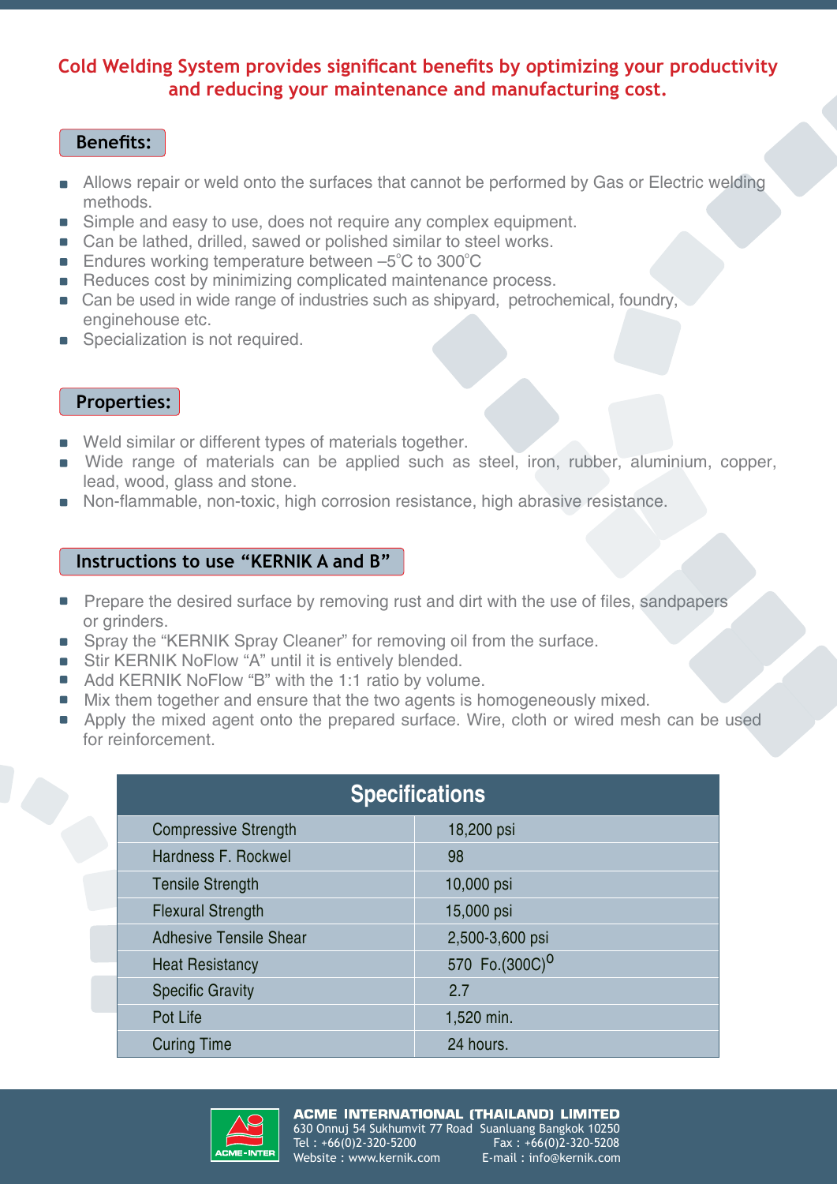**Cold Welding System provides significant benefits by optimizing your productivity and reducing your maintenance and manufacturing cost.**

## Benefits:

- Allows repair or weld onto the surfaces that cannot be performed by Gas or Electric welding methods.
- Simple and easy to use, does not require any complex equipment.
- Can be lathed, drilled, sawed or polished similar to steel works.
- Endures working temperature between –5°C to 300°C
- Reduces cost by minimizing complicated maintenance process.
- Can be used in wide range of industries such as shipyard, petrochemical, foundry, enginehouse etc.
- Specialization is not required.

## Properties:

- Weld similar or different types of materials together.
- Wide range of materials can be applied such as steel, iron, rubber, aluminium, copper, lead, wood, glass and stone.
- Non-flammable, non-toxic, high corrosion resistance, high abrasive resistance.

## Instructions to use "KERNIK A and B"

- Prepare the desired surface by removing rust and dirt with the use of files, sandpapers or grinders.
- Spray the "KERNIK Spray Cleaner" for removing oil from the surface.
- Stir KERNIK NoFlow "A" until it is entively blended.
- Add KERNIK NoFlow "B" with the 1:1 ratio by volume.
- Mix them together and ensure that the two agents is homogeneously mixed.
- Apply the mixed agent onto the prepared surface. Wire, cloth or wired mesh can be used for reinforcement.

| Specifications | |
|---|---|
| Compressive Strength | 18,200 psi |
| Hardness F. Rockwel | 98 |
| Tensile Strength | 10,000 psi |
| Flexural Strength | 15,000 psi |
| Adhesive Tensile Shear | 2,500-3,600 psi |
| Heat Resistancy | 570 Fo.(300C)$^{O}$ |
| Specific Gravity | 2.7 |
| Pot Life | 1,520 min. |
| Curing Time | 24 hours. |

**ACME INTERNATIONAL (THAILAND) LIMITED**
630 Onnuj 54 Sukhumvit 77 Road Suanluang Bangkok 10250
Tel : +66(0)2-320-5200 Fax : +66(0)2-320-5208
Website : www.kernik.com E-mail : info@kernik.com